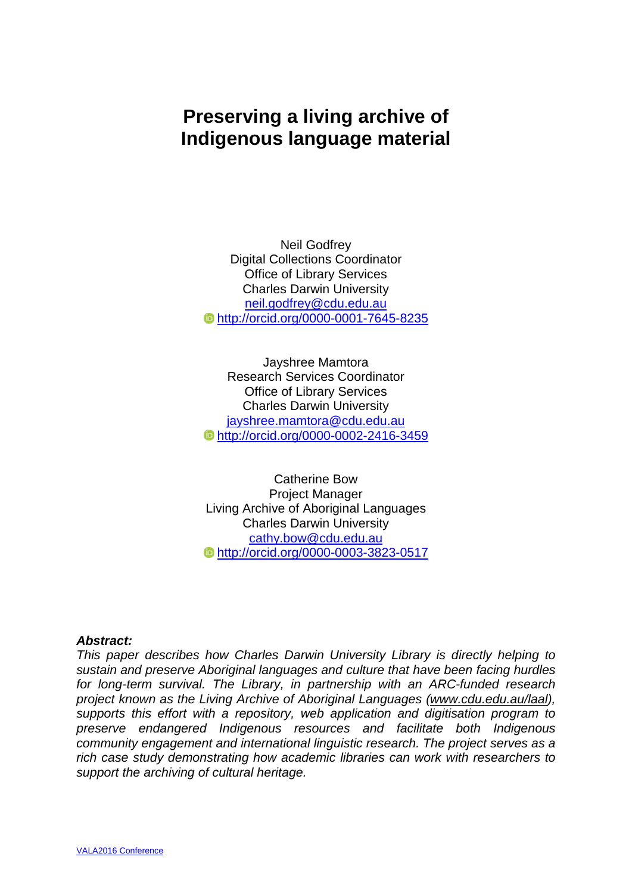# Preserving a living archive of Indigenous language material

Neil Godfrey
Digital Collections Coordinator
Office of Library Services
Charles Darwin University
neil.godfrey@cdu.edu.au
http://orcid.org/0000-0001-7645-8235

Jayshree Mamtora
Research Services Coordinator
Office of Library Services
Charles Darwin University
jayshree.mamtora@cdu.edu.au
http://orcid.org/0000-0002-2416-3459

Catherine Bow
Project Manager
Living Archive of Aboriginal Languages
Charles Darwin University
cathy.bow@cdu.edu.au
http://orcid.org/0000-0003-3823-0517

***Abstract:***
*This paper describes how Charles Darwin University Library is directly helping to sustain and preserve Aboriginal languages and culture that have been facing hurdles for long-term survival. The Library, in partnership with an ARC-funded research project known as the Living Archive of Aboriginal Languages (www.cdu.edu.au/laal), supports this effort with a repository, web application and digitisation program to preserve endangered Indigenous resources and facilitate both Indigenous community engagement and international linguistic research. The project serves as a rich case study demonstrating how academic libraries can work with researchers to support the archiving of cultural heritage.*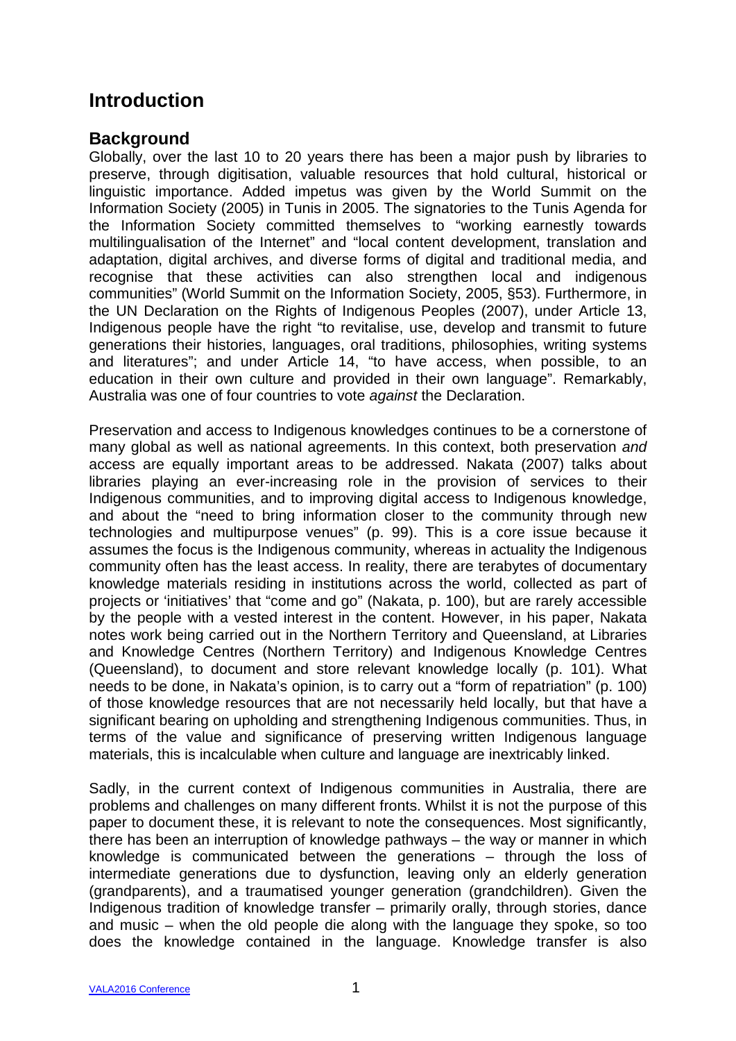# Introduction

## Background

Globally, over the last 10 to 20 years there has been a major push by libraries to preserve, through digitisation, valuable resources that hold cultural, historical or linguistic importance. Added impetus was given by the World Summit on the Information Society (2005) in Tunis in 2005. The signatories to the Tunis Agenda for the Information Society committed themselves to "working earnestly towards multilingualisation of the Internet" and "local content development, translation and adaptation, digital archives, and diverse forms of digital and traditional media, and recognise that these activities can also strengthen local and indigenous communities" (World Summit on the Information Society, 2005, §53). Furthermore, in the UN Declaration on the Rights of Indigenous Peoples (2007), under Article 13, Indigenous people have the right "to revitalise, use, develop and transmit to future generations their histories, languages, oral traditions, philosophies, writing systems and literatures"; and under Article 14, "to have access, when possible, to an education in their own culture and provided in their own language". Remarkably, Australia was one of four countries to vote *against* the Declaration.

Preservation and access to Indigenous knowledges continues to be a cornerstone of many global as well as national agreements. In this context, both preservation *and* access are equally important areas to be addressed. Nakata (2007) talks about libraries playing an ever-increasing role in the provision of services to their Indigenous communities, and to improving digital access to Indigenous knowledge, and about the "need to bring information closer to the community through new technologies and multipurpose venues" (p. 99). This is a core issue because it assumes the focus is the Indigenous community, whereas in actuality the Indigenous community often has the least access. In reality, there are terabytes of documentary knowledge materials residing in institutions across the world, collected as part of projects or 'initiatives' that "come and go" (Nakata, p. 100), but are rarely accessible by the people with a vested interest in the content. However, in his paper, Nakata notes work being carried out in the Northern Territory and Queensland, at Libraries and Knowledge Centres (Northern Territory) and Indigenous Knowledge Centres (Queensland), to document and store relevant knowledge locally (p. 101). What needs to be done, in Nakata's opinion, is to carry out a "form of repatriation" (p. 100) of those knowledge resources that are not necessarily held locally, but that have a significant bearing on upholding and strengthening Indigenous communities. Thus, in terms of the value and significance of preserving written Indigenous language materials, this is incalculable when culture and language are inextricably linked.

Sadly, in the current context of Indigenous communities in Australia, there are problems and challenges on many different fronts. Whilst it is not the purpose of this paper to document these, it is relevant to note the consequences. Most significantly, there has been an interruption of knowledge pathways – the way or manner in which knowledge is communicated between the generations – through the loss of intermediate generations due to dysfunction, leaving only an elderly generation (grandparents), and a traumatised younger generation (grandchildren). Given the Indigenous tradition of knowledge transfer – primarily orally, through stories, dance and music – when the old people die along with the language they spoke, so too does the knowledge contained in the language. Knowledge transfer is also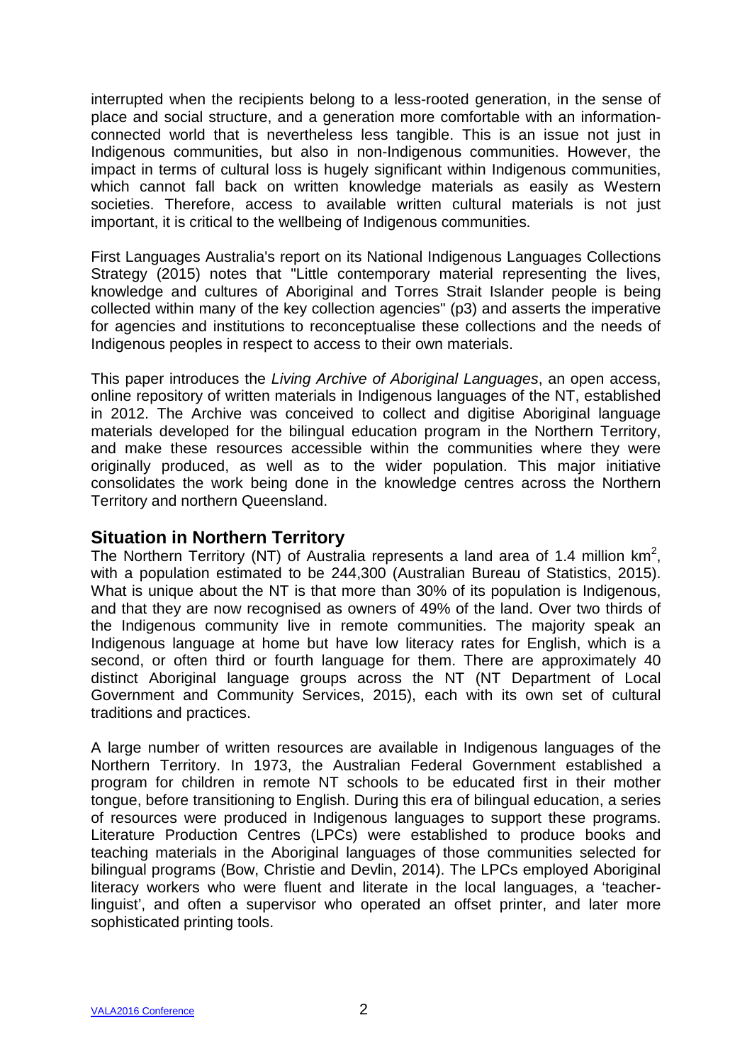interrupted when the recipients belong to a less-rooted generation, in the sense of place and social structure, and a generation more comfortable with an information-connected world that is nevertheless less tangible. This is an issue not just in Indigenous communities, but also in non-Indigenous communities. However, the impact in terms of cultural loss is hugely significant within Indigenous communities, which cannot fall back on written knowledge materials as easily as Western societies. Therefore, access to available written cultural materials is not just important, it is critical to the wellbeing of Indigenous communities.

First Languages Australia's report on its National Indigenous Languages Collections Strategy (2015) notes that "Little contemporary material representing the lives, knowledge and cultures of Aboriginal and Torres Strait Islander people is being collected within many of the key collection agencies" (p3) and asserts the imperative for agencies and institutions to reconceptualise these collections and the needs of Indigenous peoples in respect to access to their own materials.

This paper introduces the *Living Archive of Aboriginal Languages*, an open access, online repository of written materials in Indigenous languages of the NT, established in 2012. The Archive was conceived to collect and digitise Aboriginal language materials developed for the bilingual education program in the Northern Territory, and make these resources accessible within the communities where they were originally produced, as well as to the wider population. This major initiative consolidates the work being done in the knowledge centres across the Northern Territory and northern Queensland.

## Situation in Northern Territory

The Northern Territory (NT) of Australia represents a land area of 1.4 million $km^2$, with a population estimated to be 244,300 (Australian Bureau of Statistics, 2015). What is unique about the NT is that more than 30% of its population is Indigenous, and that they are now recognised as owners of 49% of the land. Over two thirds of the Indigenous community live in remote communities. The majority speak an Indigenous language at home but have low literacy rates for English, which is a second, or often third or fourth language for them. There are approximately 40 distinct Aboriginal language groups across the NT (NT Department of Local Government and Community Services, 2015), each with its own set of cultural traditions and practices.

A large number of written resources are available in Indigenous languages of the Northern Territory. In 1973, the Australian Federal Government established a program for children in remote NT schools to be educated first in their mother tongue, before transitioning to English. During this era of bilingual education, a series of resources were produced in Indigenous languages to support these programs. Literature Production Centres (LPCs) were established to produce books and teaching materials in the Aboriginal languages of those communities selected for bilingual programs (Bow, Christie and Devlin, 2014). The LPCs employed Aboriginal literacy workers who were fluent and literate in the local languages, a 'teacher-linguist', and often a supervisor who operated an offset printer, and later more sophisticated printing tools.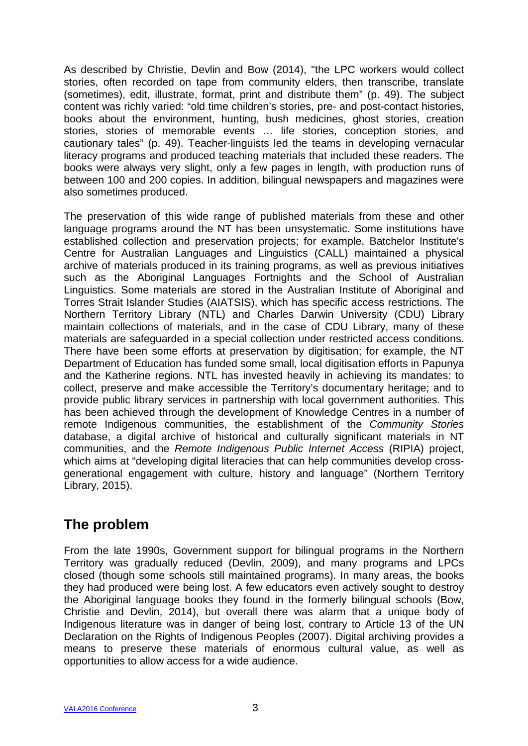As described by Christie, Devlin and Bow (2014), "the LPC workers would collect stories, often recorded on tape from community elders, then transcribe, translate (sometimes), edit, illustrate, format, print and distribute them" (p. 49). The subject content was richly varied: "old time children's stories, pre- and post-contact histories, books about the environment, hunting, bush medicines, ghost stories, creation stories, stories of memorable events … life stories, conception stories, and cautionary tales" (p. 49). Teacher-linguists led the teams in developing vernacular literacy programs and produced teaching materials that included these readers. The books were always very slight, only a few pages in length, with production runs of between 100 and 200 copies. In addition, bilingual newspapers and magazines were also sometimes produced.

The preservation of this wide range of published materials from these and other language programs around the NT has been unsystematic. Some institutions have established collection and preservation projects; for example, Batchelor Institute's Centre for Australian Languages and Linguistics (CALL) maintained a physical archive of materials produced in its training programs, as well as previous initiatives such as the Aboriginal Languages Fortnights and the School of Australian Linguistics. Some materials are stored in the Australian Institute of Aboriginal and Torres Strait Islander Studies (AIATSIS), which has specific access restrictions. The Northern Territory Library (NTL) and Charles Darwin University (CDU) Library maintain collections of materials, and in the case of CDU Library, many of these materials are safeguarded in a special collection under restricted access conditions. There have been some efforts at preservation by digitisation; for example, the NT Department of Education has funded some small, local digitisation efforts in Papunya and the Katherine regions. NTL has invested heavily in achieving its mandates: to collect, preserve and make accessible the Territory's documentary heritage; and to provide public library services in partnership with local government authorities. This has been achieved through the development of Knowledge Centres in a number of remote Indigenous communities, the establishment of the *Community Stories* database, a digital archive of historical and culturally significant materials in NT communities, and the *Remote Indigenous Public Internet Access* (RIPIA) project, which aims at "developing digital literacies that can help communities develop cross-generational engagement with culture, history and language" (Northern Territory Library, 2015).

## The problem

From the late 1990s, Government support for bilingual programs in the Northern Territory was gradually reduced (Devlin, 2009), and many programs and LPCs closed (though some schools still maintained programs). In many areas, the books they had produced were being lost. A few educators even actively sought to destroy the Aboriginal language books they found in the formerly bilingual schools (Bow, Christie and Devlin, 2014), but overall there was alarm that a unique body of Indigenous literature was in danger of being lost, contrary to Article 13 of the UN Declaration on the Rights of Indigenous Peoples (2007). Digital archiving provides a means to preserve these materials of enormous cultural value, as well as opportunities to allow access for a wide audience.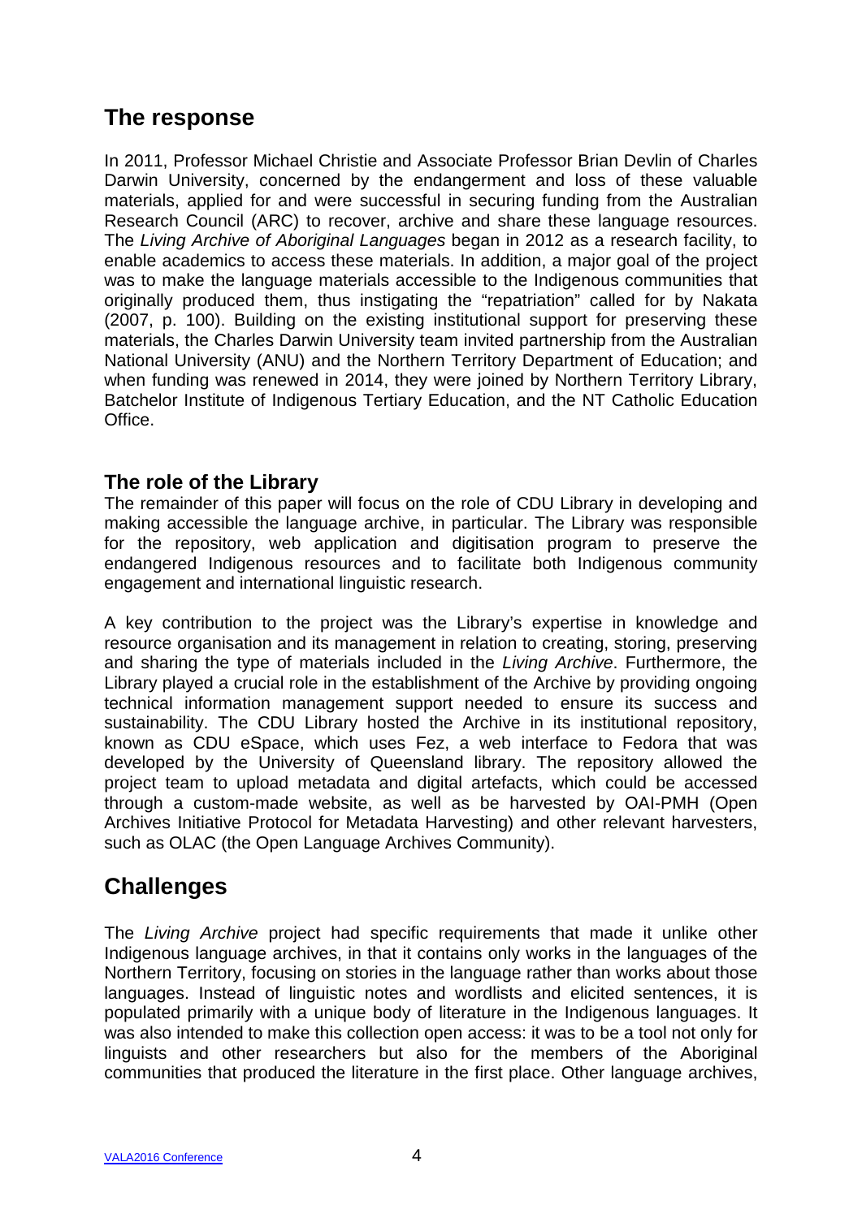## The response

In 2011, Professor Michael Christie and Associate Professor Brian Devlin of Charles Darwin University, concerned by the endangerment and loss of these valuable materials, applied for and were successful in securing funding from the Australian Research Council (ARC) to recover, archive and share these language resources. The *Living Archive of Aboriginal Languages* began in 2012 as a research facility, to enable academics to access these materials. In addition, a major goal of the project was to make the language materials accessible to the Indigenous communities that originally produced them, thus instigating the "repatriation" called for by Nakata (2007, p. 100). Building on the existing institutional support for preserving these materials, the Charles Darwin University team invited partnership from the Australian National University (ANU) and the Northern Territory Department of Education; and when funding was renewed in 2014, they were joined by Northern Territory Library, Batchelor Institute of Indigenous Tertiary Education, and the NT Catholic Education Office.

### The role of the Library

The remainder of this paper will focus on the role of CDU Library in developing and making accessible the language archive, in particular. The Library was responsible for the repository, web application and digitisation program to preserve the endangered Indigenous resources and to facilitate both Indigenous community engagement and international linguistic research.

A key contribution to the project was the Library's expertise in knowledge and resource organisation and its management in relation to creating, storing, preserving and sharing the type of materials included in the *Living Archive*. Furthermore, the Library played a crucial role in the establishment of the Archive by providing ongoing technical information management support needed to ensure its success and sustainability. The CDU Library hosted the Archive in its institutional repository, known as CDU eSpace, which uses Fez, a web interface to Fedora that was developed by the University of Queensland library. The repository allowed the project team to upload metadata and digital artefacts, which could be accessed through a custom-made website, as well as be harvested by OAI-PMH (Open Archives Initiative Protocol for Metadata Harvesting) and other relevant harvesters, such as OLAC (the Open Language Archives Community).

## Challenges

The *Living Archive* project had specific requirements that made it unlike other Indigenous language archives, in that it contains only works in the languages of the Northern Territory, focusing on stories in the language rather than works about those languages. Instead of linguistic notes and wordlists and elicited sentences, it is populated primarily with a unique body of literature in the Indigenous languages. It was also intended to make this collection open access: it was to be a tool not only for linguists and other researchers but also for the members of the Aboriginal communities that produced the literature in the first place. Other language archives,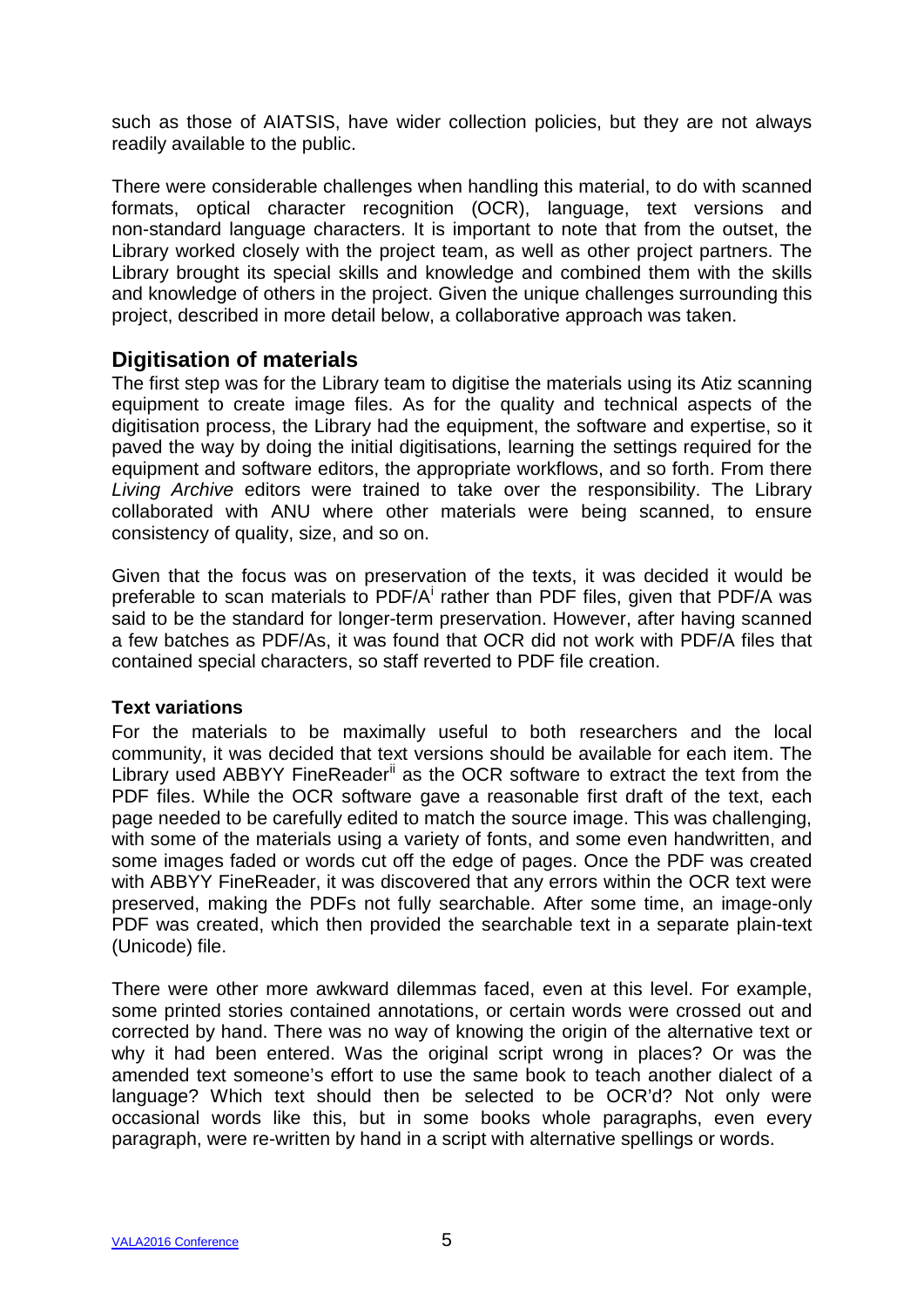such as those of AIATSIS, have wider collection policies, but they are not always readily available to the public.

There were considerable challenges when handling this material, to do with scanned formats, optical character recognition (OCR), language, text versions and non-standard language characters. It is important to note that from the outset, the Library worked closely with the project team, as well as other project partners. The Library brought its special skills and knowledge and combined them with the skills and knowledge of others in the project. Given the unique challenges surrounding this project, described in more detail below, a collaborative approach was taken.

## Digitisation of materials

The first step was for the Library team to digitise the materials using its Atiz scanning equipment to create image files. As for the quality and technical aspects of the digitisation process, the Library had the equipment, the software and expertise, so it paved the way by doing the initial digitisations, learning the settings required for the equipment and software editors, the appropriate workflows, and so forth. From there *Living Archive* editors were trained to take over the responsibility. The Library collaborated with ANU where other materials were being scanned, to ensure consistency of quality, size, and so on.

Given that the focus was on preservation of the texts, it was decided it would be preferable to scan materials to PDF/A[i] rather than PDF files, given that PDF/A was said to be the standard for longer-term preservation. However, after having scanned a few batches as PDF/As, it was found that OCR did not work with PDF/A files that contained special characters, so staff reverted to PDF file creation.

### Text variations

For the materials to be maximally useful to both researchers and the local community, it was decided that text versions should be available for each item. The Library used ABBYY FineReader[ii] as the OCR software to extract the text from the PDF files. While the OCR software gave a reasonable first draft of the text, each page needed to be carefully edited to match the source image. This was challenging, with some of the materials using a variety of fonts, and some even handwritten, and some images faded or words cut off the edge of pages. Once the PDF was created with ABBYY FineReader, it was discovered that any errors within the OCR text were preserved, making the PDFs not fully searchable. After some time, an image-only PDF was created, which then provided the searchable text in a separate plain-text (Unicode) file.

There were other more awkward dilemmas faced, even at this level. For example, some printed stories contained annotations, or certain words were crossed out and corrected by hand. There was no way of knowing the origin of the alternative text or why it had been entered. Was the original script wrong in places? Or was the amended text someone's effort to use the same book to teach another dialect of a language? Which text should then be selected to be OCR'd? Not only were occasional words like this, but in some books whole paragraphs, even every paragraph, were re-written by hand in a script with alternative spellings or words.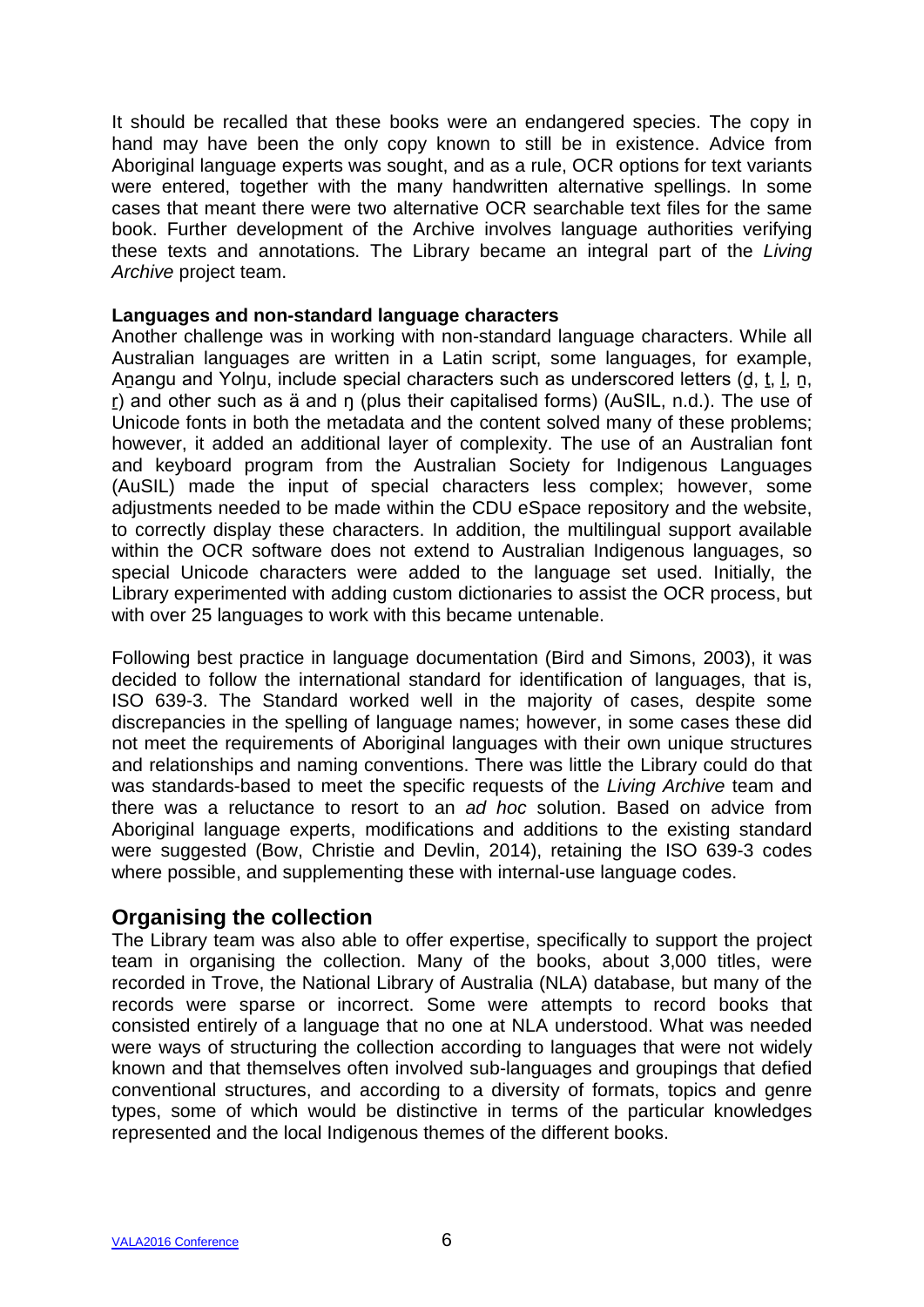It should be recalled that these books were an endangered species. The copy in hand may have been the only copy known to still be in existence. Advice from Aboriginal language experts was sought, and as a rule, OCR options for text variants were entered, together with the many handwritten alternative spellings. In some cases that meant there were two alternative OCR searchable text files for the same book. Further development of the Archive involves language authorities verifying these texts and annotations. The Library became an integral part of the *Living Archive* project team.

**Languages and non-standard language characters**

Another challenge was in working with non-standard language characters. While all Australian languages are written in a Latin script, some languages, for example, An̲angu and Yolŋu, include special characters such as underscored letters (d̲, t̲, l̲, n̲, r̲) and other such as ä and ŋ (plus their capitalised forms) (AuSIL, n.d.). The use of Unicode fonts in both the metadata and the content solved many of these problems; however, it added an additional layer of complexity. The use of an Australian font and keyboard program from the Australian Society for Indigenous Languages (AuSIL) made the input of special characters less complex; however, some adjustments needed to be made within the CDU eSpace repository and the website, to correctly display these characters. In addition, the multilingual support available within the OCR software does not extend to Australian Indigenous languages, so special Unicode characters were added to the language set used. Initially, the Library experimented with adding custom dictionaries to assist the OCR process, but with over 25 languages to work with this became untenable.

Following best practice in language documentation (Bird and Simons, 2003), it was decided to follow the international standard for identification of languages, that is, ISO 639-3. The Standard worked well in the majority of cases, despite some discrepancies in the spelling of language names; however, in some cases these did not meet the requirements of Aboriginal languages with their own unique structures and relationships and naming conventions. There was little the Library could do that was standards-based to meet the specific requests of the *Living Archive* team and there was a reluctance to resort to an *ad hoc* solution. Based on advice from Aboriginal language experts, modifications and additions to the existing standard were suggested (Bow, Christie and Devlin, 2014), retaining the ISO 639-3 codes where possible, and supplementing these with internal-use language codes.

## Organising the collection

The Library team was also able to offer expertise, specifically to support the project team in organising the collection. Many of the books, about 3,000 titles, were recorded in Trove, the National Library of Australia (NLA) database, but many of the records were sparse or incorrect. Some were attempts to record books that consisted entirely of a language that no one at NLA understood. What was needed were ways of structuring the collection according to languages that were not widely known and that themselves often involved sub-languages and groupings that defied conventional structures, and according to a diversity of formats, topics and genre types, some of which would be distinctive in terms of the particular knowledges represented and the local Indigenous themes of the different books.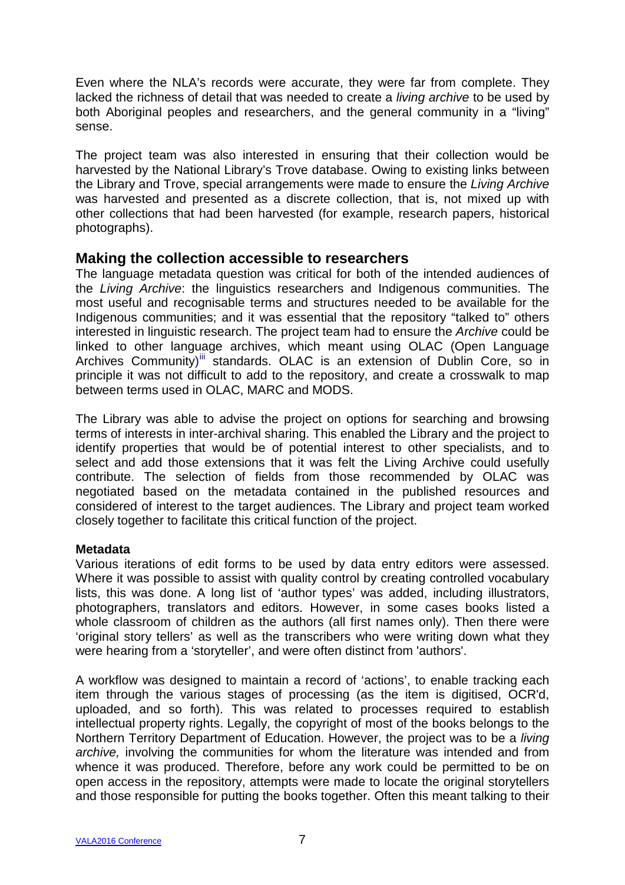Even where the NLA's records were accurate, they were far from complete. They lacked the richness of detail that was needed to create a *living archive* to be used by both Aboriginal peoples and researchers, and the general community in a "living" sense.

The project team was also interested in ensuring that their collection would be harvested by the National Library's Trove database. Owing to existing links between the Library and Trove, special arrangements were made to ensure the *Living Archive* was harvested and presented as a discrete collection, that is, not mixed up with other collections that had been harvested (for example, research papers, historical photographs).

## Making the collection accessible to researchers

The language metadata question was critical for both of the intended audiences of the *Living Archive*: the linguistics researchers and Indigenous communities. The most useful and recognisable terms and structures needed to be available for the Indigenous communities; and it was essential that the repository "talked to" others interested in linguistic research. The project team had to ensure the *Archive* could be linked to other language archives, which meant using OLAC (Open Language Archives Community)[iii] standards. OLAC is an extension of Dublin Core, so in principle it was not difficult to add to the repository, and create a crosswalk to map between terms used in OLAC, MARC and MODS.

The Library was able to advise the project on options for searching and browsing terms of interests in inter-archival sharing. This enabled the Library and the project to identify properties that would be of potential interest to other specialists, and to select and add those extensions that it was felt the Living Archive could usefully contribute. The selection of fields from those recommended by OLAC was negotiated based on the metadata contained in the published resources and considered of interest to the target audiences. The Library and project team worked closely together to facilitate this critical function of the project.

### Metadata

Various iterations of edit forms to be used by data entry editors were assessed. Where it was possible to assist with quality control by creating controlled vocabulary lists, this was done. A long list of 'author types' was added, including illustrators, photographers, translators and editors. However, in some cases books listed a whole classroom of children as the authors (all first names only). Then there were 'original story tellers' as well as the transcribers who were writing down what they were hearing from a 'storyteller', and were often distinct from 'authors'.

A workflow was designed to maintain a record of 'actions', to enable tracking each item through the various stages of processing (as the item is digitised, OCR'd, uploaded, and so forth). This was related to processes required to establish intellectual property rights. Legally, the copyright of most of the books belongs to the Northern Territory Department of Education. However, the project was to be a *living archive,* involving the communities for whom the literature was intended and from whence it was produced. Therefore, before any work could be permitted to be on open access in the repository, attempts were made to locate the original storytellers and those responsible for putting the books together. Often this meant talking to their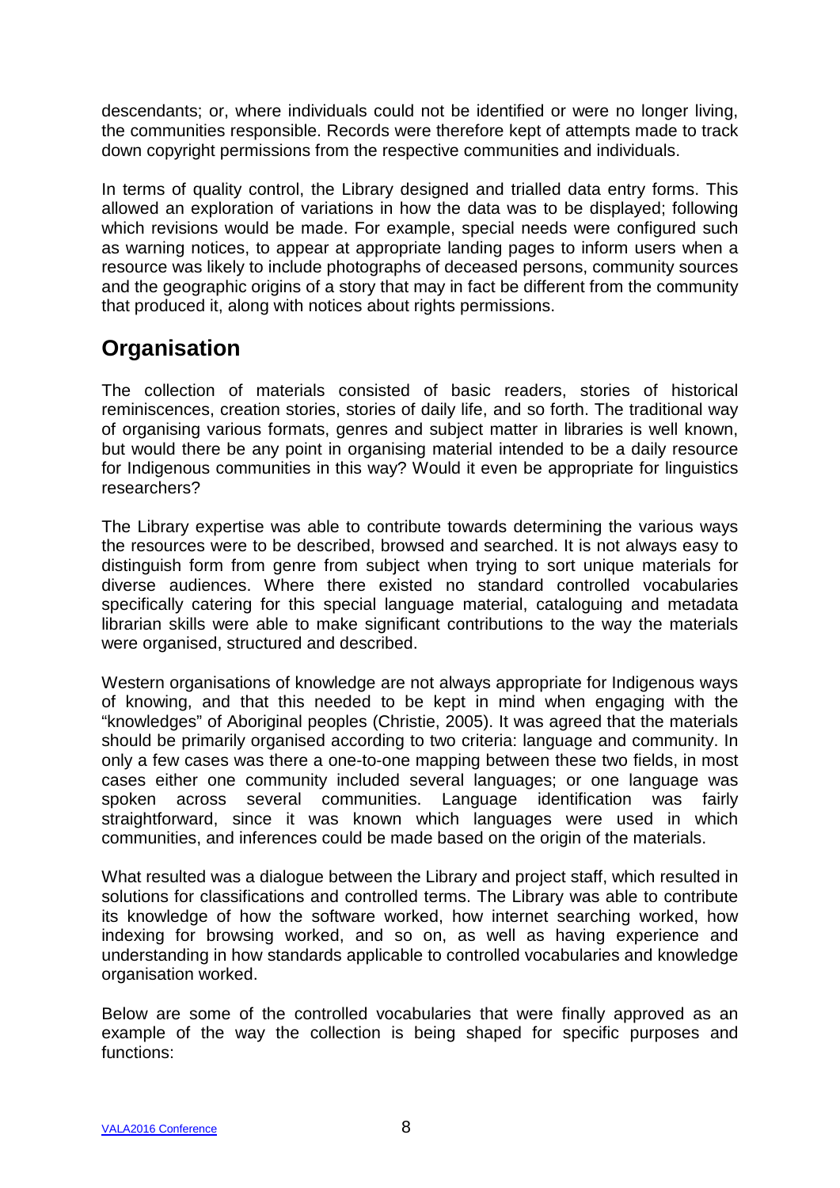descendants; or, where individuals could not be identified or were no longer living, the communities responsible. Records were therefore kept of attempts made to track down copyright permissions from the respective communities and individuals.

In terms of quality control, the Library designed and trialled data entry forms. This allowed an exploration of variations in how the data was to be displayed; following which revisions would be made. For example, special needs were configured such as warning notices, to appear at appropriate landing pages to inform users when a resource was likely to include photographs of deceased persons, community sources and the geographic origins of a story that may in fact be different from the community that produced it, along with notices about rights permissions.

## Organisation

The collection of materials consisted of basic readers, stories of historical reminiscences, creation stories, stories of daily life, and so forth. The traditional way of organising various formats, genres and subject matter in libraries is well known, but would there be any point in organising material intended to be a daily resource for Indigenous communities in this way? Would it even be appropriate for linguistics researchers?

The Library expertise was able to contribute towards determining the various ways the resources were to be described, browsed and searched. It is not always easy to distinguish form from genre from subject when trying to sort unique materials for diverse audiences. Where there existed no standard controlled vocabularies specifically catering for this special language material, cataloguing and metadata librarian skills were able to make significant contributions to the way the materials were organised, structured and described.

Western organisations of knowledge are not always appropriate for Indigenous ways of knowing, and that this needed to be kept in mind when engaging with the "knowledges" of Aboriginal peoples (Christie, 2005). It was agreed that the materials should be primarily organised according to two criteria: language and community. In only a few cases was there a one-to-one mapping between these two fields, in most cases either one community included several languages; or one language was spoken across several communities. Language identification was fairly straightforward, since it was known which languages were used in which communities, and inferences could be made based on the origin of the materials.

What resulted was a dialogue between the Library and project staff, which resulted in solutions for classifications and controlled terms. The Library was able to contribute its knowledge of how the software worked, how internet searching worked, how indexing for browsing worked, and so on, as well as having experience and understanding in how standards applicable to controlled vocabularies and knowledge organisation worked.

Below are some of the controlled vocabularies that were finally approved as an example of the way the collection is being shaped for specific purposes and functions: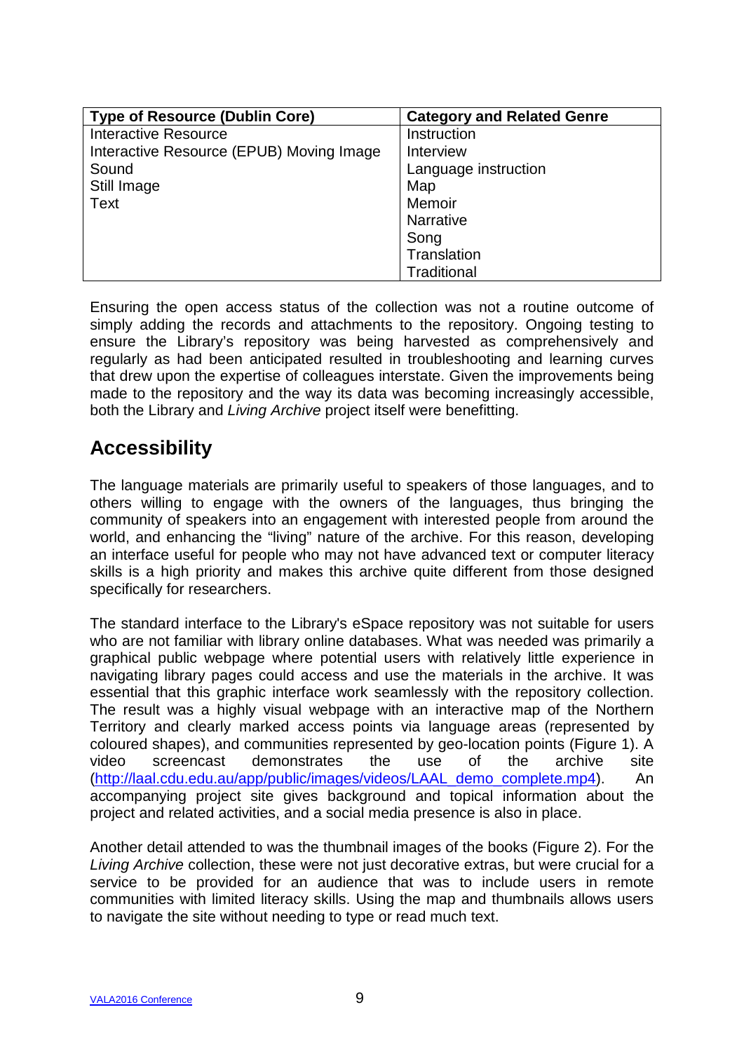| Type of Resource (Dublin Core) | Category and Related Genre |
|---|---|
| Interactive Resource<br>Interactive Resource (EPUB) Moving Image<br>Sound<br>Still Image<br>Text | Instruction<br>Interview<br>Language instruction<br>Map<br>Memoir<br>Narrative<br>Song<br>Translation<br>Traditional |

Ensuring the open access status of the collection was not a routine outcome of simply adding the records and attachments to the repository. Ongoing testing to ensure the Library's repository was being harvested as comprehensively and regularly as had been anticipated resulted in troubleshooting and learning curves that drew upon the expertise of colleagues interstate. Given the improvements being made to the repository and the way its data was becoming increasingly accessible, both the Library and *Living Archive* project itself were benefitting.

## Accessibility

The language materials are primarily useful to speakers of those languages, and to others willing to engage with the owners of the languages, thus bringing the community of speakers into an engagement with interested people from around the world, and enhancing the "living" nature of the archive. For this reason, developing an interface useful for people who may not have advanced text or computer literacy skills is a high priority and makes this archive quite different from those designed specifically for researchers.

The standard interface to the Library's eSpace repository was not suitable for users who are not familiar with library online databases. What was needed was primarily a graphical public webpage where potential users with relatively little experience in navigating library pages could access and use the materials in the archive. It was essential that this graphic interface work seamlessly with the repository collection. The result was a highly visual webpage with an interactive map of the Northern Territory and clearly marked access points via language areas (represented by coloured shapes), and communities represented by geo-location points (Figure 1). A video screencast demonstrates the use of the archive site (http://laal.cdu.edu.au/app/public/images/videos/LAAL_demo_complete.mp4). An accompanying project site gives background and topical information about the project and related activities, and a social media presence is also in place.

Another detail attended to was the thumbnail images of the books (Figure 2). For the *Living Archive* collection, these were not just decorative extras, but were crucial for a service to be provided for an audience that was to include users in remote communities with limited literacy skills. Using the map and thumbnails allows users to navigate the site without needing to type or read much text.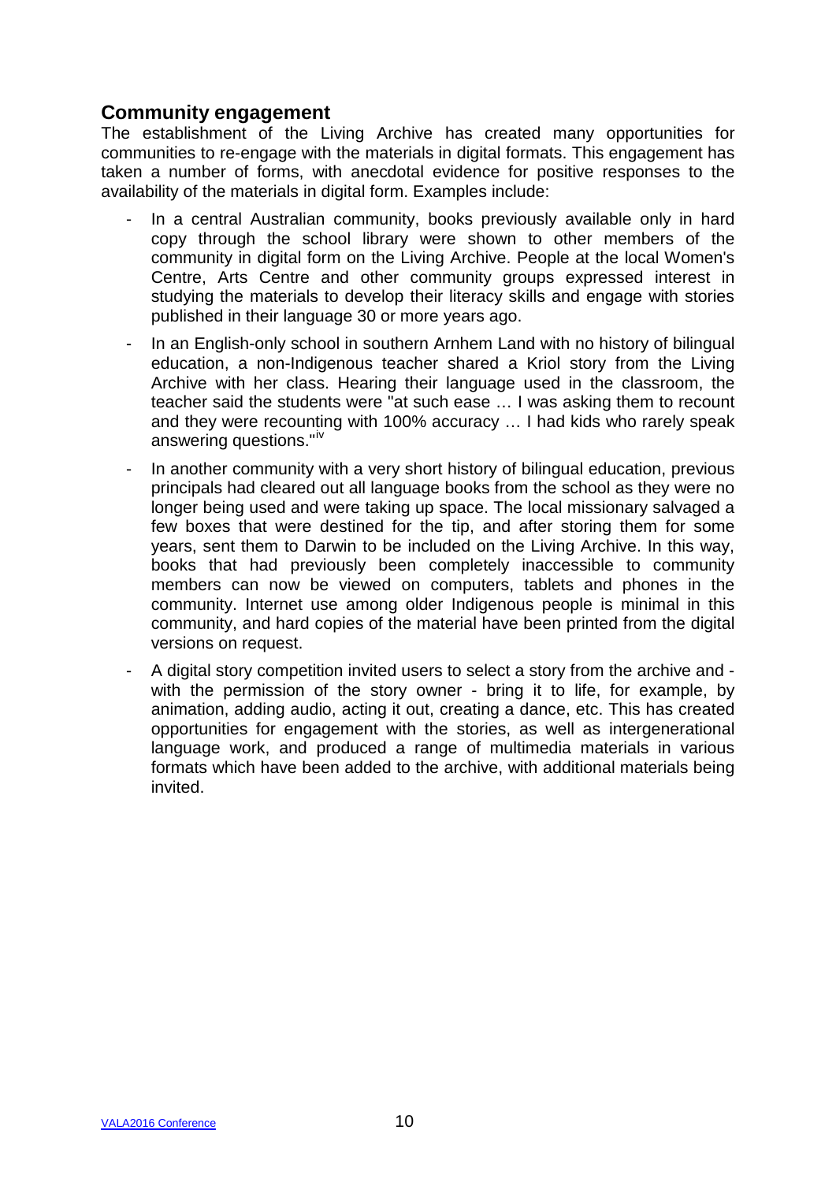## Community engagement

The establishment of the Living Archive has created many opportunities for communities to re-engage with the materials in digital formats. This engagement has taken a number of forms, with anecdotal evidence for positive responses to the availability of the materials in digital form. Examples include:

- In a central Australian community, books previously available only in hard copy through the school library were shown to other members of the community in digital form on the Living Archive. People at the local Women's Centre, Arts Centre and other community groups expressed interest in studying the materials to develop their literacy skills and engage with stories published in their language 30 or more years ago.
- In an English-only school in southern Arnhem Land with no history of bilingual education, a non-Indigenous teacher shared a Kriol story from the Living Archive with her class. Hearing their language used in the classroom, the teacher said the students were "at such ease … I was asking them to recount and they were recounting with 100% accuracy … I had kids who rarely speak answering questions."[iv]
- In another community with a very short history of bilingual education, previous principals had cleared out all language books from the school as they were no longer being used and were taking up space. The local missionary salvaged a few boxes that were destined for the tip, and after storing them for some years, sent them to Darwin to be included on the Living Archive. In this way, books that had previously been completely inaccessible to community members can now be viewed on computers, tablets and phones in the community. Internet use among older Indigenous people is minimal in this community, and hard copies of the material have been printed from the digital versions on request.
- A digital story competition invited users to select a story from the archive and - with the permission of the story owner - bring it to life, for example, by animation, adding audio, acting it out, creating a dance, etc. This has created opportunities for engagement with the stories, as well as intergenerational language work, and produced a range of multimedia materials in various formats which have been added to the archive, with additional materials being invited.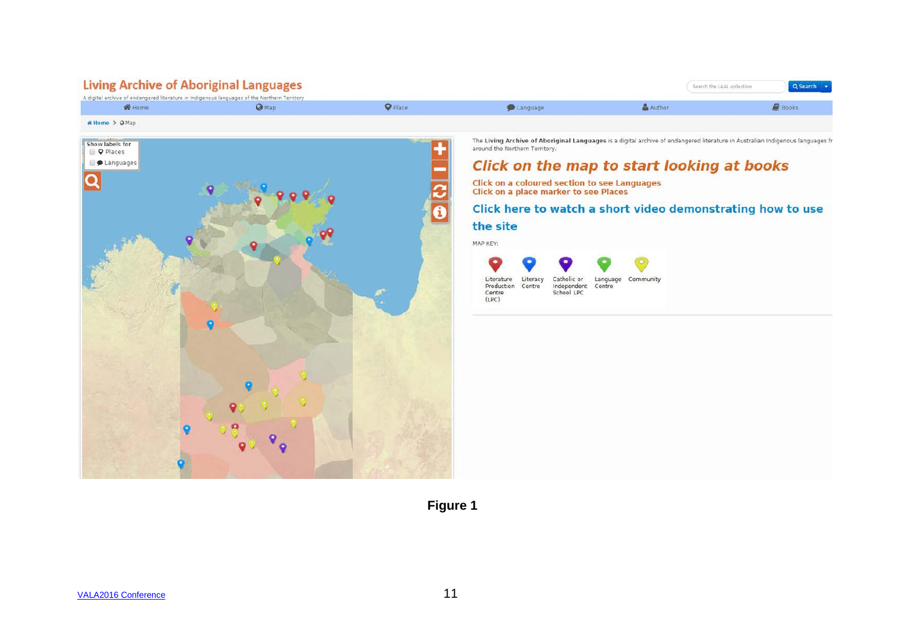**Figure 1**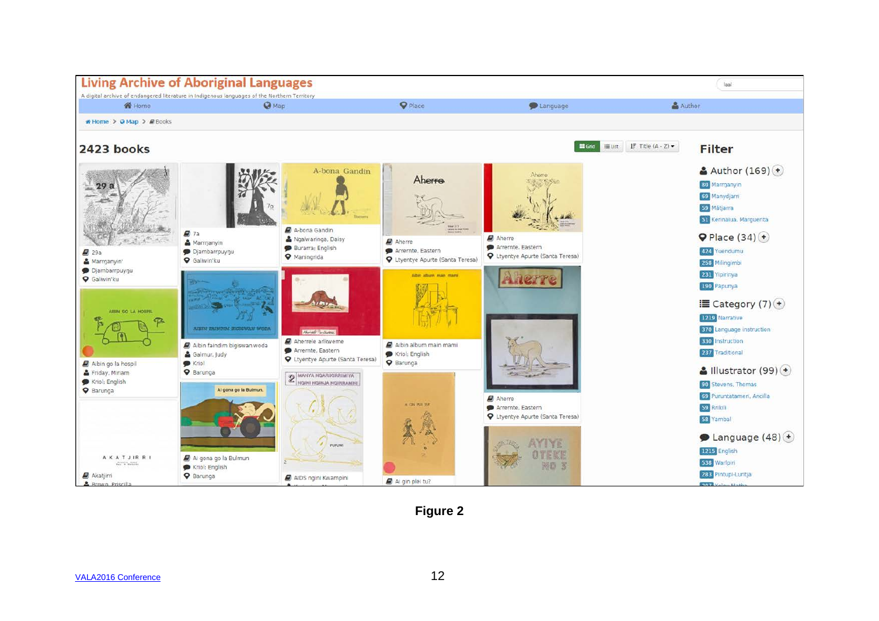Figure 2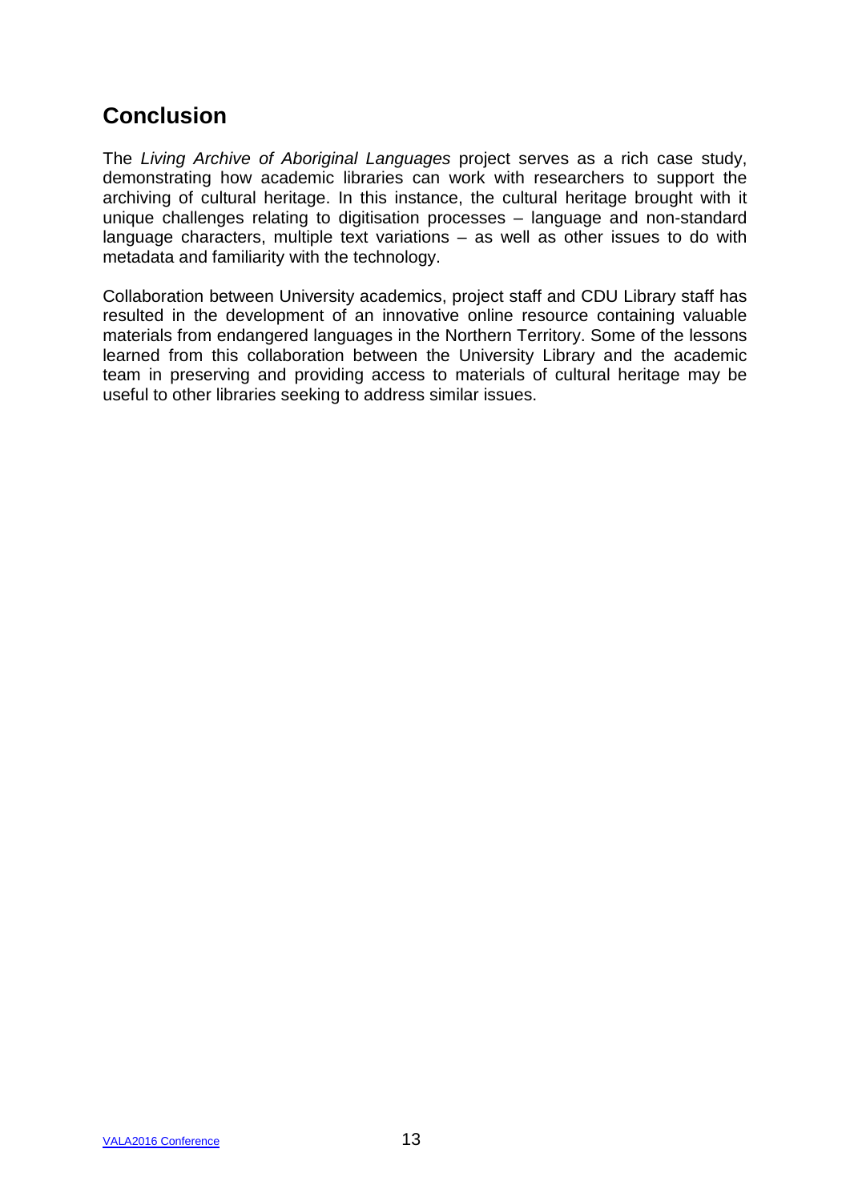## Conclusion

The *Living Archive of Aboriginal Languages* project serves as a rich case study, demonstrating how academic libraries can work with researchers to support the archiving of cultural heritage. In this instance, the cultural heritage brought with it unique challenges relating to digitisation processes – language and non-standard language characters, multiple text variations – as well as other issues to do with metadata and familiarity with the technology.

Collaboration between University academics, project staff and CDU Library staff has resulted in the development of an innovative online resource containing valuable materials from endangered languages in the Northern Territory. Some of the lessons learned from this collaboration between the University Library and the academic team in preserving and providing access to materials of cultural heritage may be useful to other libraries seeking to address similar issues.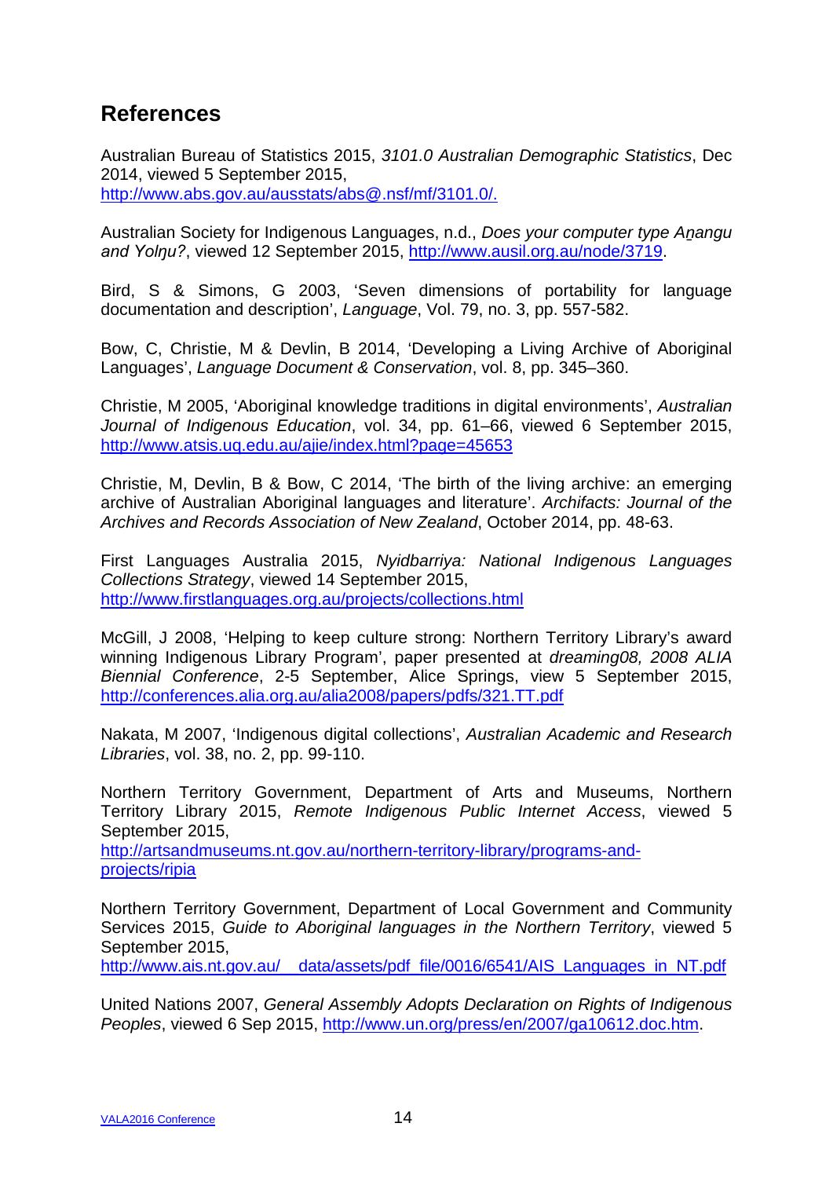## References

Australian Bureau of Statistics 2015, *3101.0 Australian Demographic Statistics*, Dec 2014, viewed 5 September 2015, http://www.abs.gov.au/ausstats/abs@.nsf/mf/3101.0/.

Australian Society for Indigenous Languages, n.d., *Does your computer type Aṉangu and Yolŋu?*, viewed 12 September 2015, http://www.ausil.org.au/node/3719.

Bird, S & Simons, G 2003, 'Seven dimensions of portability for language documentation and description', *Language*, Vol. 79, no. 3, pp. 557-582.

Bow, C, Christie, M & Devlin, B 2014, 'Developing a Living Archive of Aboriginal Languages', *Language Document & Conservation*, vol. 8, pp. 345–360.

Christie, M 2005, 'Aboriginal knowledge traditions in digital environments', *Australian Journal of Indigenous Education*, vol. 34, pp. 61–66, viewed 6 September 2015, http://www.atsis.uq.edu.au/ajie/index.html?page=45653

Christie, M, Devlin, B & Bow, C 2014, 'The birth of the living archive: an emerging archive of Australian Aboriginal languages and literature'. *Archifacts: Journal of the Archives and Records Association of New Zealand*, October 2014, pp. 48-63.

First Languages Australia 2015, *Nyidbarriya: National Indigenous Languages Collections Strategy*, viewed 14 September 2015, http://www.firstlanguages.org.au/projects/collections.html

McGill, J 2008, 'Helping to keep culture strong: Northern Territory Library's award winning Indigenous Library Program', paper presented at *dreaming08, 2008 ALIA Biennial Conference*, 2-5 September, Alice Springs, view 5 September 2015, http://conferences.alia.org.au/alia2008/papers/pdfs/321.TT.pdf

Nakata, M 2007, 'Indigenous digital collections', *Australian Academic and Research Libraries*, vol. 38, no. 2, pp. 99-110.

Northern Territory Government, Department of Arts and Museums, Northern Territory Library 2015, *Remote Indigenous Public Internet Access*, viewed 5 September 2015, http://artsandmuseums.nt.gov.au/northern-territory-library/programs-and-projects/ripia

Northern Territory Government, Department of Local Government and Community Services 2015, *Guide to Aboriginal languages in the Northern Territory*, viewed 5 September 2015, http://www.ais.nt.gov.au/__data/assets/pdf_file/0016/6541/AIS_Languages_in_NT.pdf

United Nations 2007, *General Assembly Adopts Declaration on Rights of Indigenous Peoples*, viewed 6 Sep 2015, http://www.un.org/press/en/2007/ga10612.doc.htm.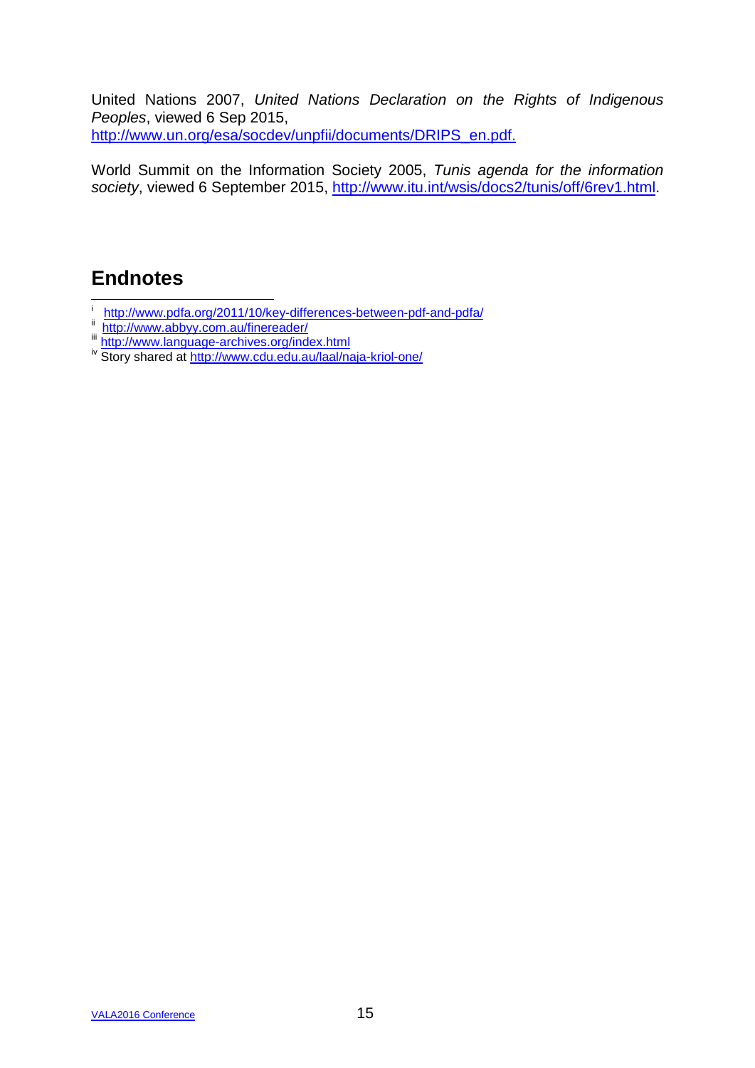United Nations 2007, *United Nations Declaration on the Rights of Indigenous Peoples*, viewed 6 Sep 2015, http://www.un.org/esa/socdev/unpfii/documents/DRIPS_en.pdf.

World Summit on the Information Society 2005, *Tunis agenda for the information society*, viewed 6 September 2015, http://www.itu.int/wsis/docs2/tunis/off/6rev1.html.

## Endnotes

[i] http://www.pdfa.org/2011/10/key-differences-between-pdf-and-pdfa/

[ii] http://www.abbyy.com.au/finereader/

[iii] http://www.language-archives.org/index.html

[iv] Story shared at http://www.cdu.edu.au/laal/naja-kriol-one/